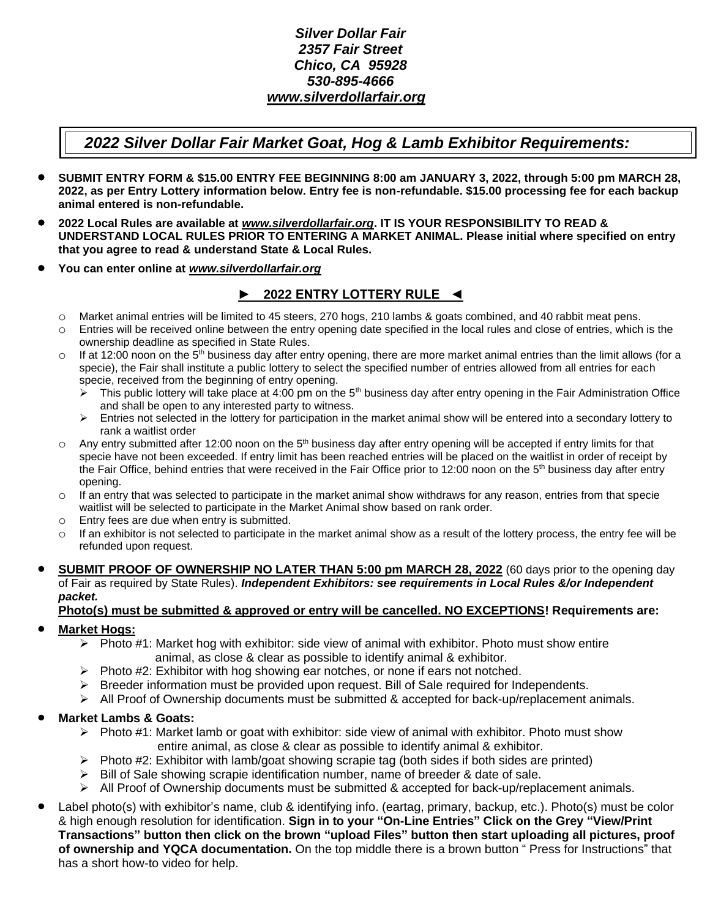***Silver Dollar Fair***
***2357 Fair Street***
***Chico, CA 95928***
***530-895-4666***
***[www.silverdollarfair.org](http://www.silverdollarfair.org)***

## *2022 Silver Dollar Fair Market Goat, Hog & Lamb Exhibitor Requirements:*

- **SUBMIT ENTRY FORM & $15.00 ENTRY FEE BEGINNING 8:00 am JANUARY 3, 2022, through 5:00 pm MARCH 28, 2022, as per Entry Lottery information below. Entry fee is non-refundable. $15.00 processing fee for each backup animal entered is non-refundable.**
- **2022 Local Rules are available at *www.silverdollarfair.org*. IT IS YOUR RESPONSIBILITY TO READ & UNDERSTAND LOCAL RULES PRIOR TO ENTERING A MARKET ANIMAL. Please initial where specified on entry that you agree to read & understand State & Local Rules.**
- **You can enter online at *www.silverdollarfair.org***

### ► <u>2022 ENTRY LOTTERY RULE</u> ◄

- Market animal entries will be limited to 45 steers, 270 hogs, 210 lambs & goats combined, and 40 rabbit meat pens.
- Entries will be received online between the entry opening date specified in the local rules and close of entries, which is the ownership deadline as specified in State Rules.
- If at 12:00 noon on the 5th business day after entry opening, there are more market animal entries than the limit allows (for a specie), the Fair shall institute a public lottery to select the specified number of entries allowed from all entries for each specie, received from the beginning of entry opening.
  - This public lottery will take place at 4:00 pm on the 5th business day after entry opening in the Fair Administration Office and shall be open to any interested party to witness.
  - Entries not selected in the lottery for participation in the market animal show will be entered into a secondary lottery to rank a waitlist order
- Any entry submitted after 12:00 noon on the 5th business day after entry opening will be accepted if entry limits for that specie have not been exceeded. If entry limit has been reached entries will be placed on the waitlist in order of receipt by the Fair Office, behind entries that were received in the Fair Office prior to 12:00 noon on the 5th business day after entry opening.
- If an entry that was selected to participate in the market animal show withdraws for any reason, entries from that specie waitlist will be selected to participate in the Market Animal show based on rank order.
- Entry fees are due when entry is submitted.
- If an exhibitor is not selected to participate in the market animal show as a result of the lottery process, the entry fee will be refunded upon request.

- **<u>SUBMIT PROOF OF OWNERSHIP NO LATER THAN 5:00 pm MARCH 28, 2022</u>** (60 days prior to the opening day of Fair as required by State Rules). ***Independent Exhibitors: see requirements in Local Rules &/or Independent packet.***

  **<u>Photo(s) must be submitted & approved or entry will be cancelled. NO EXCEPTIONS</u>! Requirements are:**

- **<u>Market Hogs:</u>**
  - Photo #1: Market hog with exhibitor: side view of animal with exhibitor. Photo must show entire animal, as close & clear as possible to identify animal & exhibitor.
  - Photo #2: Exhibitor with hog showing ear notches, or none if ears not notched.
  - Breeder information must be provided upon request. Bill of Sale required for Independents.
  - All Proof of Ownership documents must be submitted & accepted for back-up/replacement animals.

- **Market Lambs & Goats:**
  - Photo #1: Market lamb or goat with exhibitor: side view of animal with exhibitor. Photo must show entire animal, as close & clear as possible to identify animal & exhibitor.
  - Photo #2: Exhibitor with lamb/goat showing scrapie tag (both sides if both sides are printed)
  - Bill of Sale showing scrapie identification number, name of breeder & date of sale.
  - All Proof of Ownership documents must be submitted & accepted for back-up/replacement animals.

- Label photo(s) with exhibitor's name, club & identifying info. (eartag, primary, backup, etc.). Photo(s) must be color & high enough resolution for identification. **Sign in to your "On-Line Entries" Click on the Grey "View/Print Transactions" button then click on the brown "upload Files" button then start uploading all pictures, proof of ownership and YQCA documentation.** On the top middle there is a brown button " Press for Instructions" that has a short how-to video for help.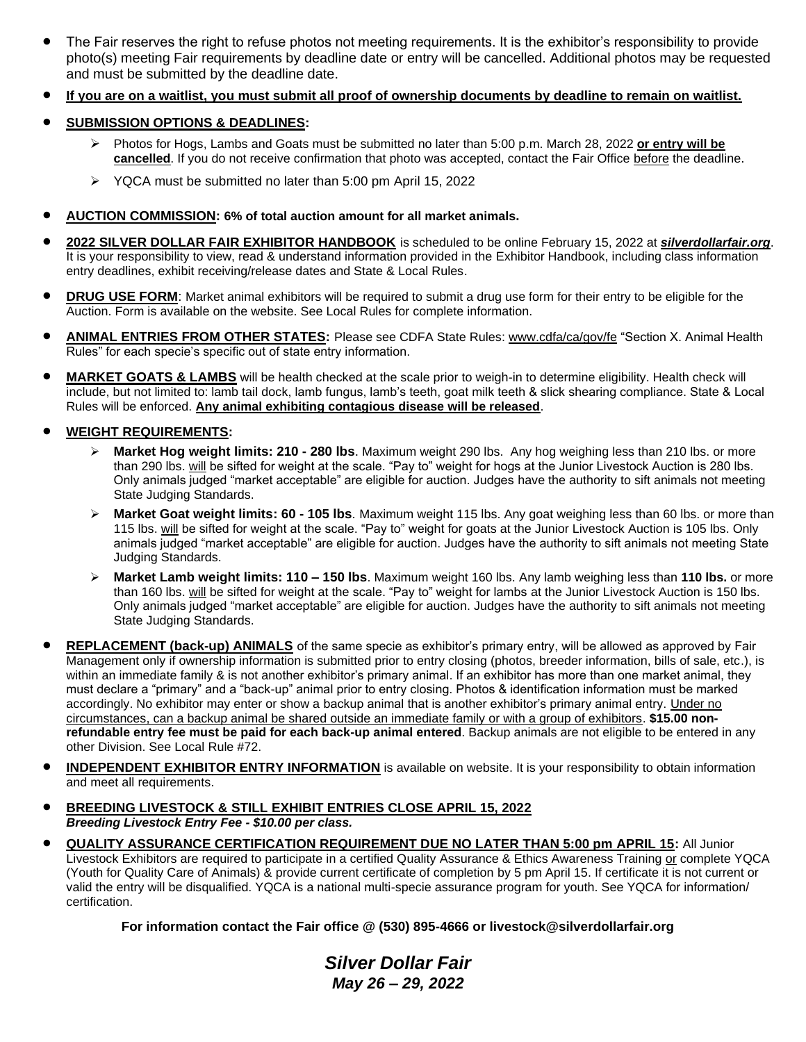- The Fair reserves the right to refuse photos not meeting requirements. It is the exhibitor's responsibility to provide photo(s) meeting Fair requirements by deadline date or entry will be cancelled. Additional photos may be requested and must be submitted by the deadline date.
- **If you are on a waitlist, you must submit all proof of ownership documents by deadline to remain on waitlist.**
- **SUBMISSION OPTIONS & DEADLINES:**
  - Photos for Hogs, Lambs and Goats must be submitted no later than 5:00 p.m. March 28, 2022 **or entry will be cancelled**. If you do not receive confirmation that photo was accepted, contact the Fair Office before the deadline.
  - YQCA must be submitted no later than 5:00 pm April 15, 2022
- **AUCTION COMMISSION: 6% of total auction amount for all market animals.**
- **2022 SILVER DOLLAR FAIR EXHIBITOR HANDBOOK** is scheduled to be online February 15, 2022 at ***silverdollarfair.org***. It is your responsibility to view, read & understand information provided in the Exhibitor Handbook, including class information entry deadlines, exhibit receiving/release dates and State & Local Rules.
- **DRUG USE FORM**: Market animal exhibitors will be required to submit a drug use form for their entry to be eligible for the Auction. Form is available on the website. See Local Rules for complete information.
- **ANIMAL ENTRIES FROM OTHER STATES:** Please see CDFA State Rules: www.cdfa/ca/gov/fe "Section X. Animal Health Rules" for each specie's specific out of state entry information.
- **MARKET GOATS & LAMBS** will be health checked at the scale prior to weigh-in to determine eligibility. Health check will include, but not limited to: lamb tail dock, lamb fungus, lamb's teeth, goat milk teeth & slick shearing compliance. State & Local Rules will be enforced. **Any animal exhibiting contagious disease will be released**.
- **WEIGHT REQUIREMENTS:**
  - **Market Hog weight limits: 210 - 280 lbs**. Maximum weight 290 lbs. Any hog weighing less than 210 lbs. or more than 290 lbs. will be sifted for weight at the scale. "Pay to" weight for hogs at the Junior Livestock Auction is 280 lbs. Only animals judged "market acceptable" are eligible for auction. Judges have the authority to sift animals not meeting State Judging Standards.
  - **Market Goat weight limits: 60 - 105 lbs**. Maximum weight 115 lbs. Any goat weighing less than 60 lbs. or more than 115 lbs. will be sifted for weight at the scale. "Pay to" weight for goats at the Junior Livestock Auction is 105 lbs. Only animals judged "market acceptable" are eligible for auction. Judges have the authority to sift animals not meeting State Judging Standards.
  - **Market Lamb weight limits: 110 – 150 lbs**. Maximum weight 160 lbs. Any lamb weighing less than **110 lbs.** or more than 160 lbs. will be sifted for weight at the scale. "Pay to" weight for lambs at the Junior Livestock Auction is 150 lbs. Only animals judged "market acceptable" are eligible for auction. Judges have the authority to sift animals not meeting State Judging Standards.
- **REPLACEMENT (back-up) ANIMALS** of the same specie as exhibitor's primary entry, will be allowed as approved by Fair Management only if ownership information is submitted prior to entry closing (photos, breeder information, bills of sale, etc.), is within an immediate family & is not another exhibitor's primary animal. If an exhibitor has more than one market animal, they must declare a "primary" and a "back-up" animal prior to entry closing. Photos & identification information must be marked accordingly. No exhibitor may enter or show a backup animal that is another exhibitor's primary animal entry. Under no circumstances, can a backup animal be shared outside an immediate family or with a group of exhibitors. **$15.00 non-refundable entry fee must be paid for each back-up animal entered**. Backup animals are not eligible to be entered in any other Division. See Local Rule #72.
- **INDEPENDENT EXHIBITOR ENTRY INFORMATION** is available on website. It is your responsibility to obtain information and meet all requirements.
- **BREEDING LIVESTOCK & STILL EXHIBIT ENTRIES CLOSE APRIL 15, 2022**
  ***Breeding Livestock Entry Fee - $10.00 per class.***
- **QUALITY ASSURANCE CERTIFICATION REQUIREMENT DUE NO LATER THAN 5:00 pm APRIL 15:** All Junior Livestock Exhibitors are required to participate in a certified Quality Assurance & Ethics Awareness Training or complete YQCA (Youth for Quality Care of Animals) & provide current certificate of completion by 5 pm April 15. If certificate it is not current or valid the entry will be disqualified. YQCA is a national multi-specie assurance program for youth. See YQCA for information/ certification.

**For information contact the Fair office @ (530) 895-4666 or livestock@silverdollarfair.org**

***Silver Dollar Fair***
***May 26 – 29, 2022***